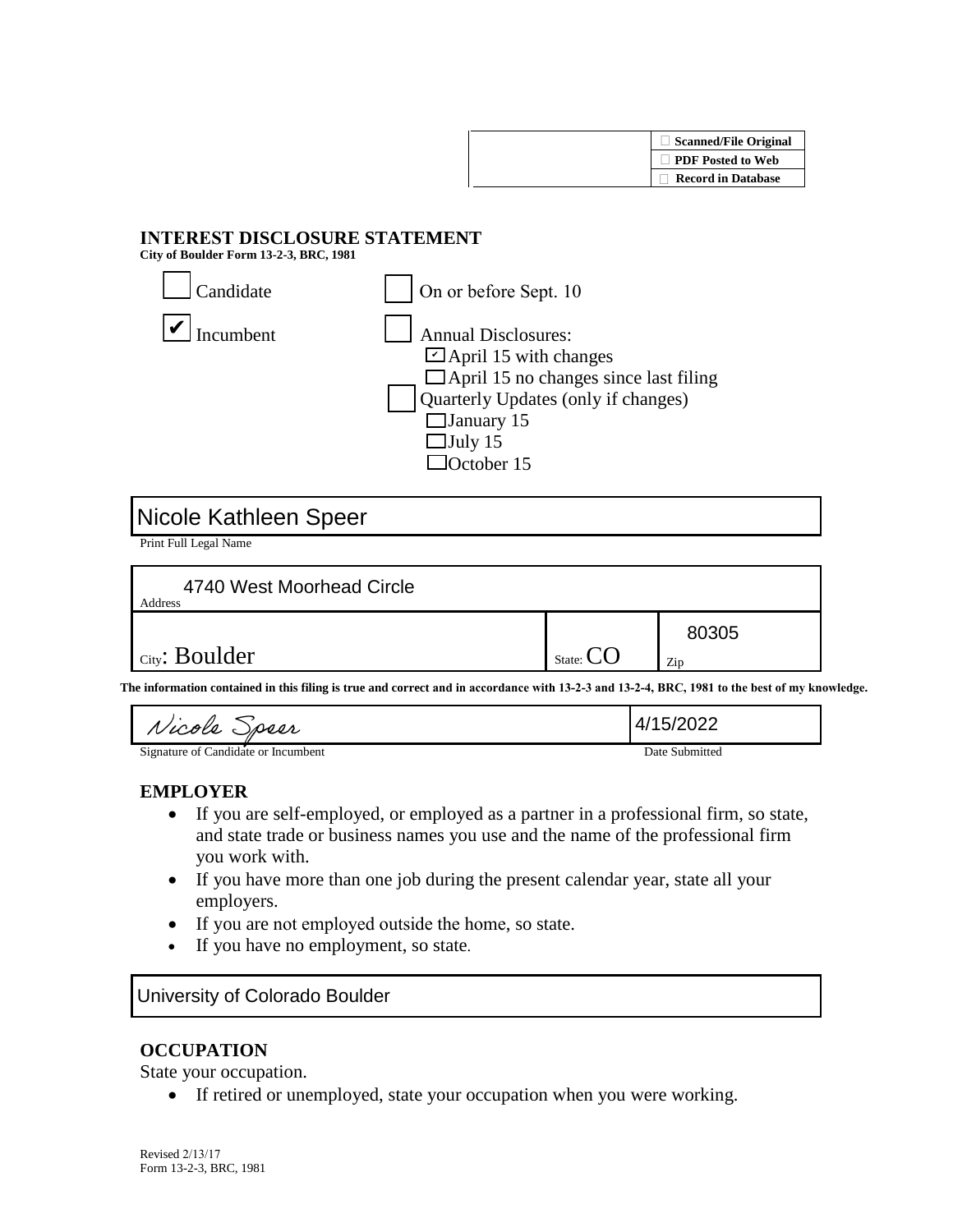- ☐ Scanned/File Original
- ☐ PDF Posted to Web
- ☐ Record in Database

# INTEREST DISCLOSURE STATEMENT

**City of Boulder Form 13-2-3, BRC, 1981**

- ☐ Candidate
- ☑ Incumbent

- ☐ On or before Sept. 10
- ☐ Annual Disclosures:
  - ☑ April 15 with changes
  - ☐ April 15 no changes since last filing
- ☐ Quarterly Updates (only if changes)
  - ☐ January 15
  - ☐ July 15
  - ☐ October 15

Nicole Kathleen Speer

Print Full Legal Name

Address: 4740 West Moorhead Circle

City: Boulder    State: CO    Zip: 80305

**The information contained in this filing is true and correct and in accordance with 13-2-3 and 13-2-4, BRC, 1981 to the best of my knowledge.**

*Nicole Speer*    4/15/2022

Signature of Candidate or Incumbent    Date Submitted

## EMPLOYER

- If you are self-employed, or employed as a partner in a professional firm, so state, and state trade or business names you use and the name of the professional firm you work with.
- If you have more than one job during the present calendar year, state all your employers.
- If you are not employed outside the home, so state.
- If you have no employment, so state.

University of Colorado Boulder

## OCCUPATION

State your occupation.

- If retired or unemployed, state your occupation when you were working.

Revised 2/13/17
Form 13-2-3, BRC, 1981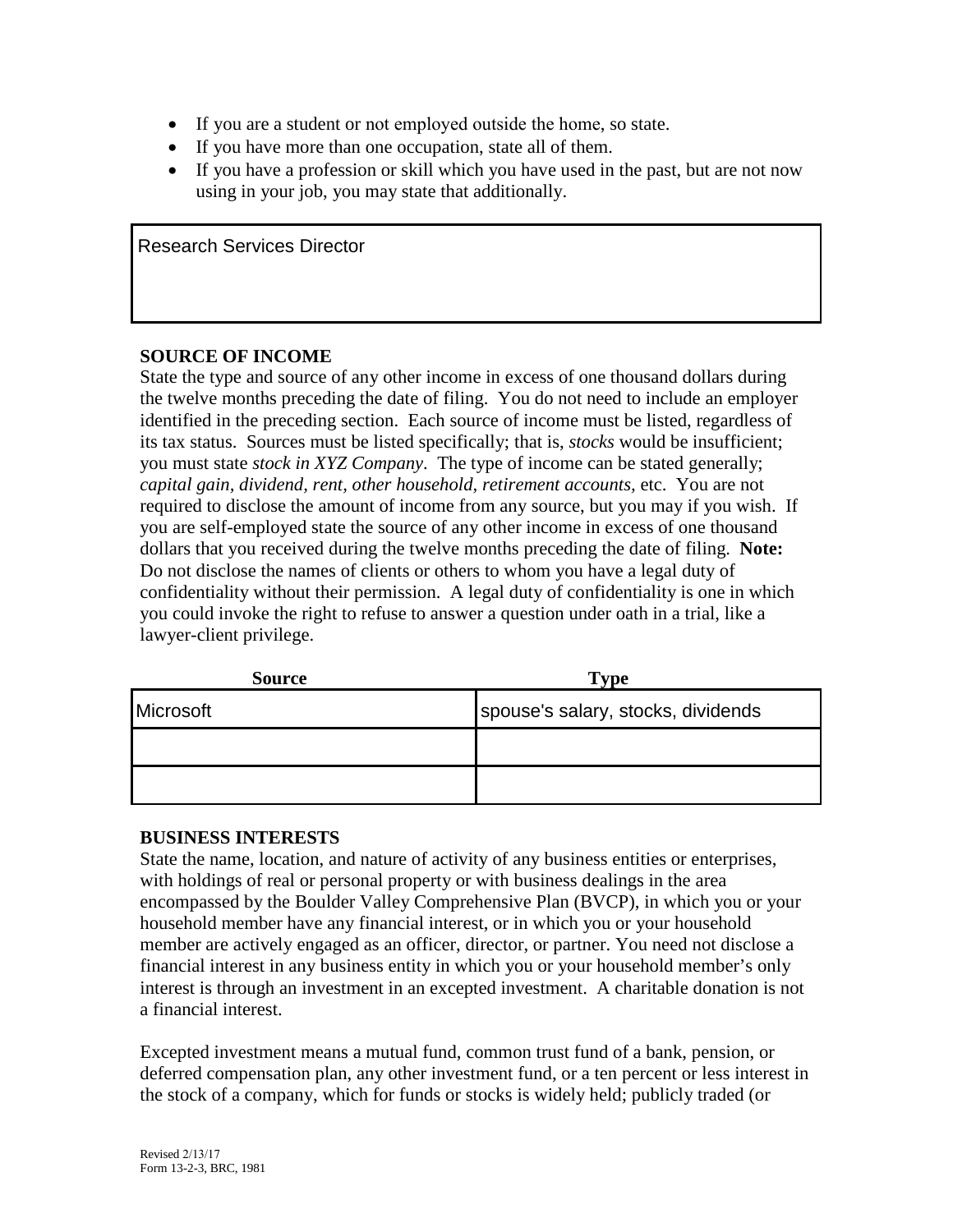- If you are a student or not employed outside the home, so state.
- If you have more than one occupation, state all of them.
- If you have a profession or skill which you have used in the past, but are not now using in your job, you may state that additionally.

Research Services Director

**SOURCE OF INCOME**

State the type and source of any other income in excess of one thousand dollars during the twelve months preceding the date of filing. You do not need to include an employer identified in the preceding section. Each source of income must be listed, regardless of its tax status. Sources must be listed specifically; that is, *stocks* would be insufficient; you must state *stock in XYZ Company*. The type of income can be stated generally; *capital gain, dividend, rent, other household, retirement accounts,* etc. You are not required to disclose the amount of income from any source, but you may if you wish. If you are self-employed state the source of any other income in excess of one thousand dollars that you received during the twelve months preceding the date of filing. **Note:** Do not disclose the names of clients or others to whom you have a legal duty of confidentiality without their permission. A legal duty of confidentiality is one in which you could invoke the right to refuse to answer a question under oath in a trial, like a lawyer-client privilege.

| Source | Type |
|---|---|
| Microsoft | spouse's salary, stocks, dividends |
| | |
| | |

**BUSINESS INTERESTS**

State the name, location, and nature of activity of any business entities or enterprises, with holdings of real or personal property or with business dealings in the area encompassed by the Boulder Valley Comprehensive Plan (BVCP), in which you or your household member have any financial interest, or in which you or your household member are actively engaged as an officer, director, or partner. You need not disclose a financial interest in any business entity in which you or your household member's only interest is through an investment in an excepted investment. A charitable donation is not a financial interest.

Excepted investment means a mutual fund, common trust fund of a bank, pension, or deferred compensation plan, any other investment fund, or a ten percent or less interest in the stock of a company, which for funds or stocks is widely held; publicly traded (or

Revised 2/13/17
Form 13-2-3, BRC, 1981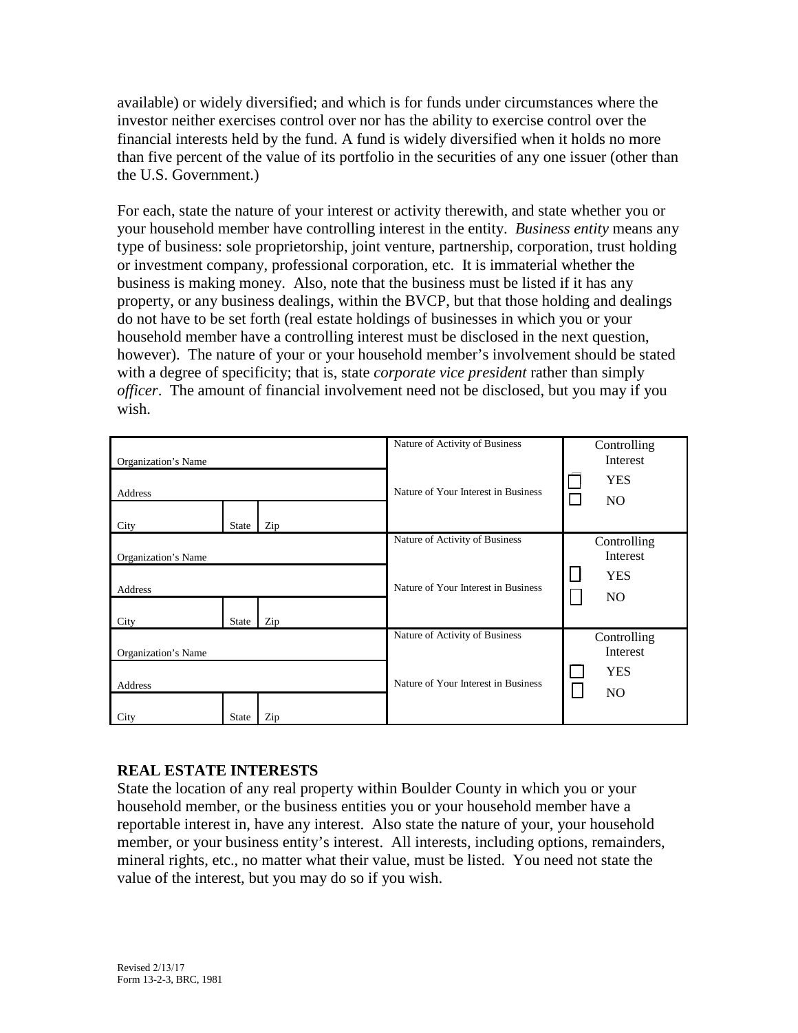available) or widely diversified; and which is for funds under circumstances where the investor neither exercises control over nor has the ability to exercise control over the financial interests held by the fund. A fund is widely diversified when it holds no more than five percent of the value of its portfolio in the securities of any one issuer (other than the U.S. Government.)

For each, state the nature of your interest or activity therewith, and state whether you or your household member have controlling interest in the entity. *Business entity* means any type of business: sole proprietorship, joint venture, partnership, corporation, trust holding or investment company, professional corporation, etc. It is immaterial whether the business is making money. Also, note that the business must be listed if it has any property, or any business dealings, within the BVCP, but that those holding and dealings do not have to be set forth (real estate holdings of businesses in which you or your household member have a controlling interest must be disclosed in the next question, however). The nature of your or your household member's involvement should be stated with a degree of specificity; that is, state *corporate vice president* rather than simply *officer*. The amount of financial involvement need not be disclosed, but you may if you wish.

| | | | | |
|---|---|---|---|---|
| Organization's Name | | | Nature of Activity of Business | Controlling Interest |
| Address | | | Nature of Your Interest in Business | ☐ YES ☐ NO |
| City | State | Zip | | |
| Organization's Name | | | Nature of Activity of Business | Controlling Interest |
| Address | | | Nature of Your Interest in Business | ☐ YES ☐ NO |
| City | State | Zip | | |
| Organization's Name | | | Nature of Activity of Business | Controlling Interest |
| Address | | | Nature of Your Interest in Business | ☐ YES ☐ NO |
| City | State | Zip | | |

## REAL ESTATE INTERESTS

State the location of any real property within Boulder County in which you or your household member, or the business entities you or your household member have a reportable interest in, have any interest. Also state the nature of your, your household member, or your business entity's interest. All interests, including options, remainders, mineral rights, etc., no matter what their value, must be listed. You need not state the value of the interest, but you may do so if you wish.

Revised 2/13/17
Form 13-2-3, BRC, 1981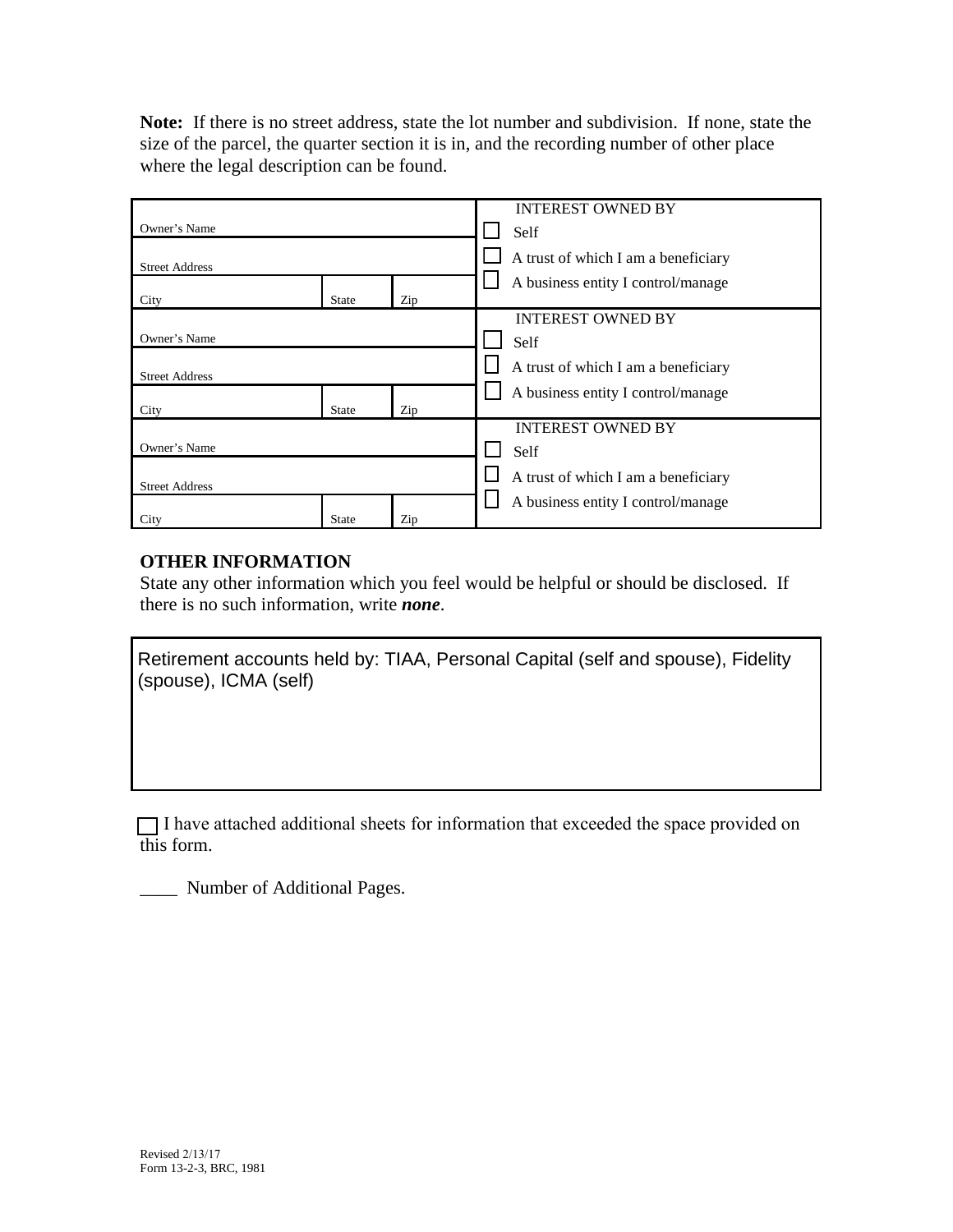**Note:** If there is no street address, state the lot number and subdivision. If none, state the size of the parcel, the quarter section it is in, and the recording number of other place where the legal description can be found.

| | | | |
|---|---|---|---|
| Owner's Name | | | INTEREST OWNED BY<br>☐ Self<br>☐ A trust of which I am a beneficiary<br>☐ A business entity I control/manage |
| Street Address | | | |
| City | State | Zip | |
| Owner's Name | | | INTEREST OWNED BY<br>☐ Self<br>☐ A trust of which I am a beneficiary<br>☐ A business entity I control/manage |
| Street Address | | | |
| City | State | Zip | |
| Owner's Name | | | INTEREST OWNED BY<br>☐ Self<br>☐ A trust of which I am a beneficiary<br>☐ A business entity I control/manage |
| Street Address | | | |
| City | State | Zip | |

## OTHER INFORMATION

State any other information which you feel would be helpful or should be disclosed. If there is no such information, write ***none***.

Retirement accounts held by: TIAA, Personal Capital (self and spouse), Fidelity (spouse), ICMA (self)

☐ I have attached additional sheets for information that exceeded the space provided on this form.

____ Number of Additional Pages.

Revised 2/13/17
Form 13-2-3, BRC, 1981